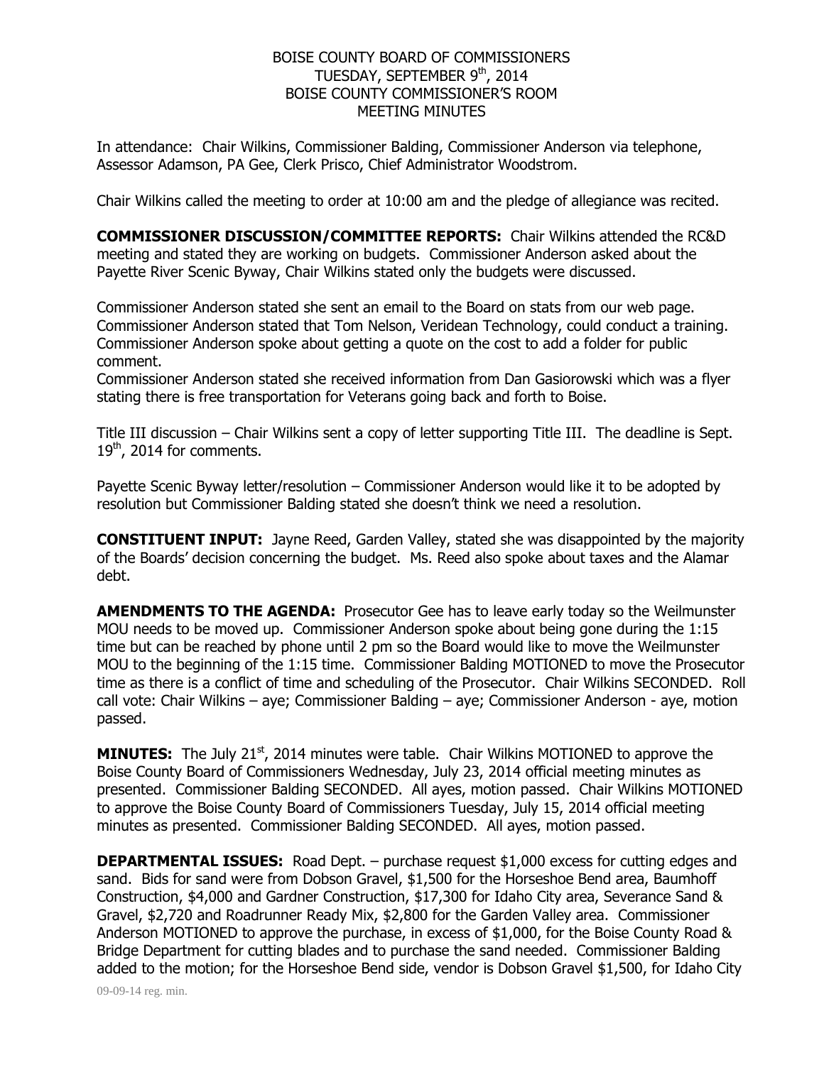# BOISE COUNTY BOARD OF COMMISSIONERS
## TUESDAY, SEPTEMBER 9th, 2014
## BOISE COUNTY COMMISSIONER'S ROOM
## MEETING MINUTES

In attendance: Chair Wilkins, Commissioner Balding, Commissioner Anderson via telephone, Assessor Adamson, PA Gee, Clerk Prisco, Chief Administrator Woodstrom.

Chair Wilkins called the meeting to order at 10:00 am and the pledge of allegiance was recited.

**COMMISSIONER DISCUSSION/COMMITTEE REPORTS:** Chair Wilkins attended the RC&D meeting and stated they are working on budgets. Commissioner Anderson asked about the Payette River Scenic Byway, Chair Wilkins stated only the budgets were discussed.

Commissioner Anderson stated she sent an email to the Board on stats from our web page. Commissioner Anderson stated that Tom Nelson, Veridean Technology, could conduct a training. Commissioner Anderson spoke about getting a quote on the cost to add a folder for public comment.

Commissioner Anderson stated she received information from Dan Gasiorowski which was a flyer stating there is free transportation for Veterans going back and forth to Boise.

Title III discussion – Chair Wilkins sent a copy of letter supporting Title III. The deadline is Sept. 19th, 2014 for comments.

Payette Scenic Byway letter/resolution – Commissioner Anderson would like it to be adopted by resolution but Commissioner Balding stated she doesn't think we need a resolution.

**CONSTITUENT INPUT:** Jayne Reed, Garden Valley, stated she was disappointed by the majority of the Boards' decision concerning the budget. Ms. Reed also spoke about taxes and the Alamar debt.

**AMENDMENTS TO THE AGENDA:** Prosecutor Gee has to leave early today so the Weilmunster MOU needs to be moved up. Commissioner Anderson spoke about being gone during the 1:15 time but can be reached by phone until 2 pm so the Board would like to move the Weilmunster MOU to the beginning of the 1:15 time. Commissioner Balding MOTIONED to move the Prosecutor time as there is a conflict of time and scheduling of the Prosecutor. Chair Wilkins SECONDED. Roll call vote: Chair Wilkins – aye; Commissioner Balding – aye; Commissioner Anderson - aye, motion passed.

**MINUTES:** The July 21st, 2014 minutes were table. Chair Wilkins MOTIONED to approve the Boise County Board of Commissioners Wednesday, July 23, 2014 official meeting minutes as presented. Commissioner Balding SECONDED. All ayes, motion passed. Chair Wilkins MOTIONED to approve the Boise County Board of Commissioners Tuesday, July 15, 2014 official meeting minutes as presented. Commissioner Balding SECONDED. All ayes, motion passed.

**DEPARTMENTAL ISSUES:** Road Dept. – purchase request $1,000 excess for cutting edges and sand. Bids for sand were from Dobson Gravel, $1,500 for the Horseshoe Bend area, Baumhoff Construction, $4,000 and Gardner Construction, $17,300 for Idaho City area, Severance Sand & Gravel, $2,720 and Roadrunner Ready Mix, $2,800 for the Garden Valley area. Commissioner Anderson MOTIONED to approve the purchase, in excess of $1,000, for the Boise County Road & Bridge Department for cutting blades and to purchase the sand needed. Commissioner Balding added to the motion; for the Horseshoe Bend side, vendor is Dobson Gravel $1,500, for Idaho City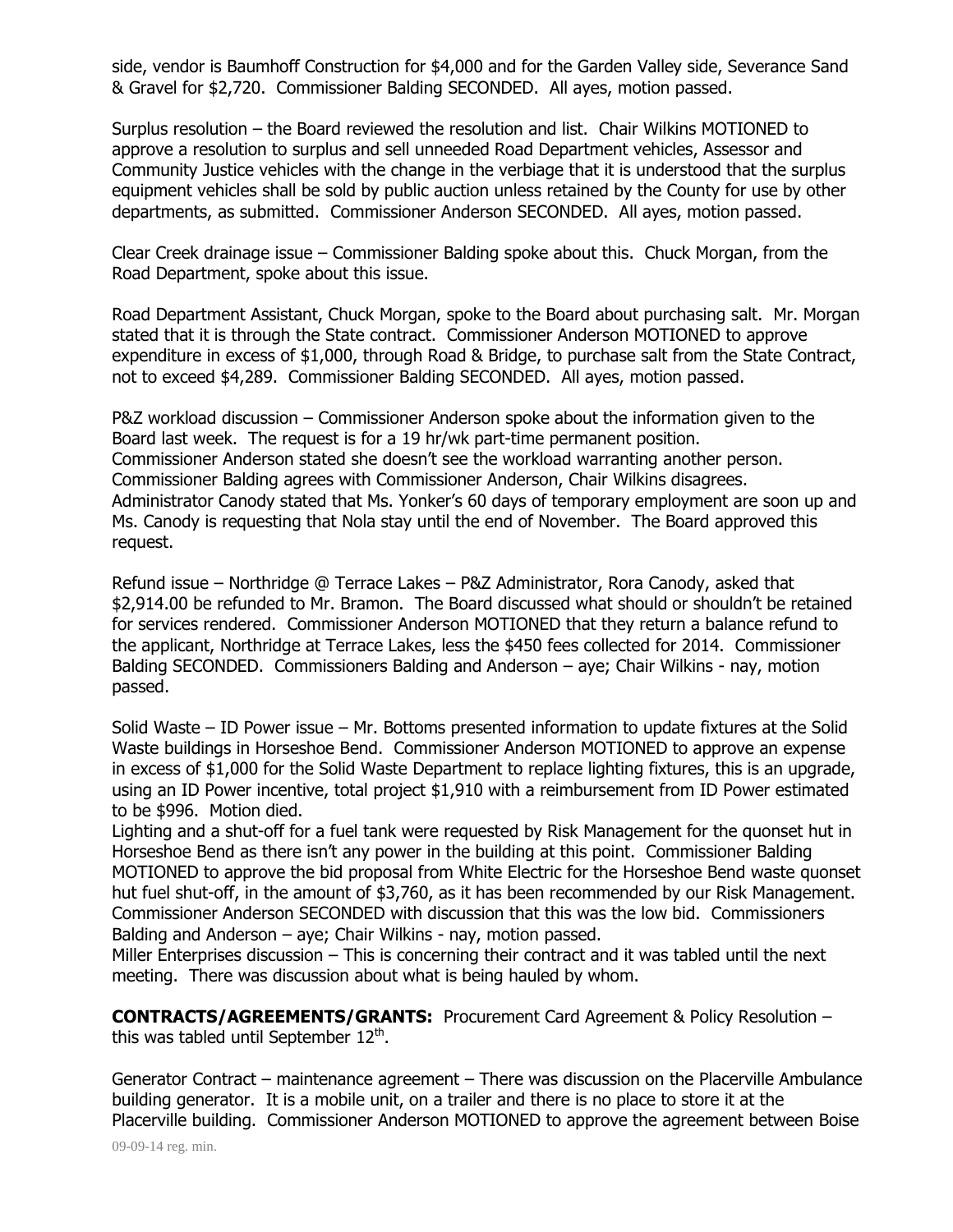side, vendor is Baumhoff Construction for $4,000 and for the Garden Valley side, Severance Sand & Gravel for $2,720. Commissioner Balding SECONDED. All ayes, motion passed.

Surplus resolution – the Board reviewed the resolution and list. Chair Wilkins MOTIONED to approve a resolution to surplus and sell unneeded Road Department vehicles, Assessor and Community Justice vehicles with the change in the verbiage that it is understood that the surplus equipment vehicles shall be sold by public auction unless retained by the County for use by other departments, as submitted. Commissioner Anderson SECONDED. All ayes, motion passed.

Clear Creek drainage issue – Commissioner Balding spoke about this. Chuck Morgan, from the Road Department, spoke about this issue.

Road Department Assistant, Chuck Morgan, spoke to the Board about purchasing salt. Mr. Morgan stated that it is through the State contract. Commissioner Anderson MOTIONED to approve expenditure in excess of $1,000, through Road & Bridge, to purchase salt from the State Contract, not to exceed $4,289. Commissioner Balding SECONDED. All ayes, motion passed.

P&Z workload discussion – Commissioner Anderson spoke about the information given to the Board last week. The request is for a 19 hr/wk part-time permanent position. Commissioner Anderson stated she doesn't see the workload warranting another person. Commissioner Balding agrees with Commissioner Anderson, Chair Wilkins disagrees. Administrator Canody stated that Ms. Yonker's 60 days of temporary employment are soon up and Ms. Canody is requesting that Nola stay until the end of November. The Board approved this request.

Refund issue – Northridge @ Terrace Lakes – P&Z Administrator, Rora Canody, asked that $2,914.00 be refunded to Mr. Bramon. The Board discussed what should or shouldn't be retained for services rendered. Commissioner Anderson MOTIONED that they return a balance refund to the applicant, Northridge at Terrace Lakes, less the $450 fees collected for 2014. Commissioner Balding SECONDED. Commissioners Balding and Anderson – aye; Chair Wilkins - nay, motion passed.

Solid Waste – ID Power issue – Mr. Bottoms presented information to update fixtures at the Solid Waste buildings in Horseshoe Bend. Commissioner Anderson MOTIONED to approve an expense in excess of $1,000 for the Solid Waste Department to replace lighting fixtures, this is an upgrade, using an ID Power incentive, total project $1,910 with a reimbursement from ID Power estimated to be $996. Motion died.

Lighting and a shut-off for a fuel tank were requested by Risk Management for the quonset hut in Horseshoe Bend as there isn't any power in the building at this point. Commissioner Balding MOTIONED to approve the bid proposal from White Electric for the Horseshoe Bend waste quonset hut fuel shut-off, in the amount of $3,760, as it has been recommended by our Risk Management. Commissioner Anderson SECONDED with discussion that this was the low bid. Commissioners Balding and Anderson – aye; Chair Wilkins - nay, motion passed.

Miller Enterprises discussion – This is concerning their contract and it was tabled until the next meeting. There was discussion about what is being hauled by whom.

**CONTRACTS/AGREEMENTS/GRANTS:** Procurement Card Agreement & Policy Resolution – this was tabled until September 12th.

Generator Contract – maintenance agreement – There was discussion on the Placerville Ambulance building generator. It is a mobile unit, on a trailer and there is no place to store it at the Placerville building. Commissioner Anderson MOTIONED to approve the agreement between Boise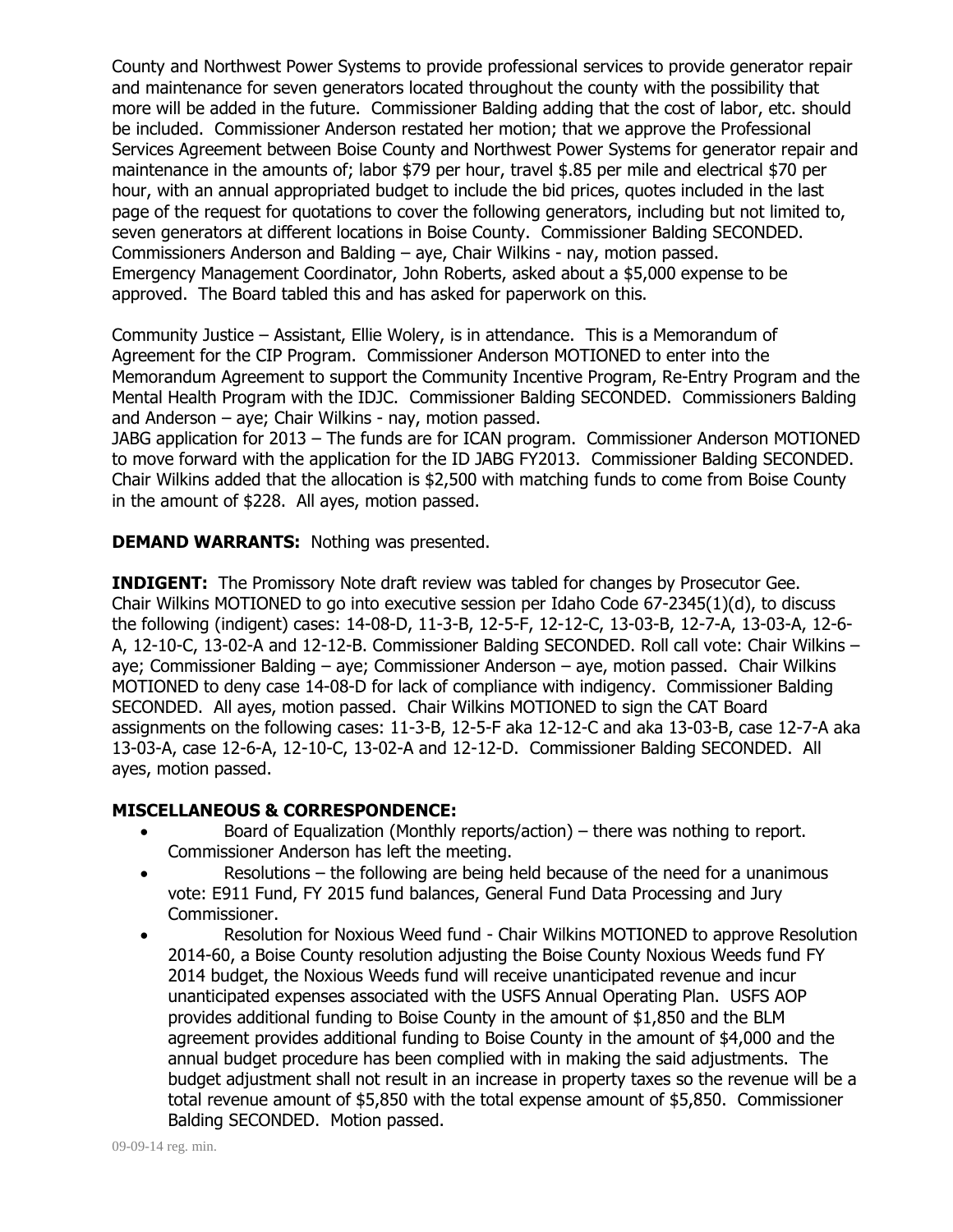County and Northwest Power Systems to provide professional services to provide generator repair and maintenance for seven generators located throughout the county with the possibility that more will be added in the future. Commissioner Balding adding that the cost of labor, etc. should be included. Commissioner Anderson restated her motion; that we approve the Professional Services Agreement between Boise County and Northwest Power Systems for generator repair and maintenance in the amounts of; labor $79 per hour, travel $.85 per mile and electrical $70 per hour, with an annual appropriated budget to include the bid prices, quotes included in the last page of the request for quotations to cover the following generators, including but not limited to, seven generators at different locations in Boise County. Commissioner Balding SECONDED. Commissioners Anderson and Balding – aye, Chair Wilkins - nay, motion passed. Emergency Management Coordinator, John Roberts, asked about a $5,000 expense to be approved. The Board tabled this and has asked for paperwork on this.

Community Justice – Assistant, Ellie Wolery, is in attendance. This is a Memorandum of Agreement for the CIP Program. Commissioner Anderson MOTIONED to enter into the Memorandum Agreement to support the Community Incentive Program, Re-Entry Program and the Mental Health Program with the IDJC. Commissioner Balding SECONDED. Commissioners Balding and Anderson – aye; Chair Wilkins - nay, motion passed.
JABG application for 2013 – The funds are for ICAN program. Commissioner Anderson MOTIONED to move forward with the application for the ID JABG FY2013. Commissioner Balding SECONDED. Chair Wilkins added that the allocation is $2,500 with matching funds to come from Boise County in the amount of $228. All ayes, motion passed.

**DEMAND WARRANTS:** Nothing was presented.

**INDIGENT:** The Promissory Note draft review was tabled for changes by Prosecutor Gee. Chair Wilkins MOTIONED to go into executive session per Idaho Code 67-2345(1)(d), to discuss the following (indigent) cases: 14-08-D, 11-3-B, 12-5-F, 12-12-C, 13-03-B, 12-7-A, 13-03-A, 12-6-A, 12-10-C, 13-02-A and 12-12-B. Commissioner Balding SECONDED. Roll call vote: Chair Wilkins – aye; Commissioner Balding – aye; Commissioner Anderson – aye, motion passed. Chair Wilkins MOTIONED to deny case 14-08-D for lack of compliance with indigency. Commissioner Balding SECONDED. All ayes, motion passed. Chair Wilkins MOTIONED to sign the CAT Board assignments on the following cases: 11-3-B, 12-5-F aka 12-12-C and aka 13-03-B, case 12-7-A aka 13-03-A, case 12-6-A, 12-10-C, 13-02-A and 12-12-D. Commissioner Balding SECONDED. All ayes, motion passed.

**MISCELLANEOUS & CORRESPONDENCE:**

- Board of Equalization (Monthly reports/action) – there was nothing to report. Commissioner Anderson has left the meeting.
- Resolutions – the following are being held because of the need for a unanimous vote: E911 Fund, FY 2015 fund balances, General Fund Data Processing and Jury Commissioner.
- Resolution for Noxious Weed fund - Chair Wilkins MOTIONED to approve Resolution 2014-60, a Boise County resolution adjusting the Boise County Noxious Weeds fund FY 2014 budget, the Noxious Weeds fund will receive unanticipated revenue and incur unanticipated expenses associated with the USFS Annual Operating Plan. USFS AOP provides additional funding to Boise County in the amount of $1,850 and the BLM agreement provides additional funding to Boise County in the amount of $4,000 and the annual budget procedure has been complied with in making the said adjustments. The budget adjustment shall not result in an increase in property taxes so the revenue will be a total revenue amount of $5,850 with the total expense amount of $5,850. Commissioner Balding SECONDED. Motion passed.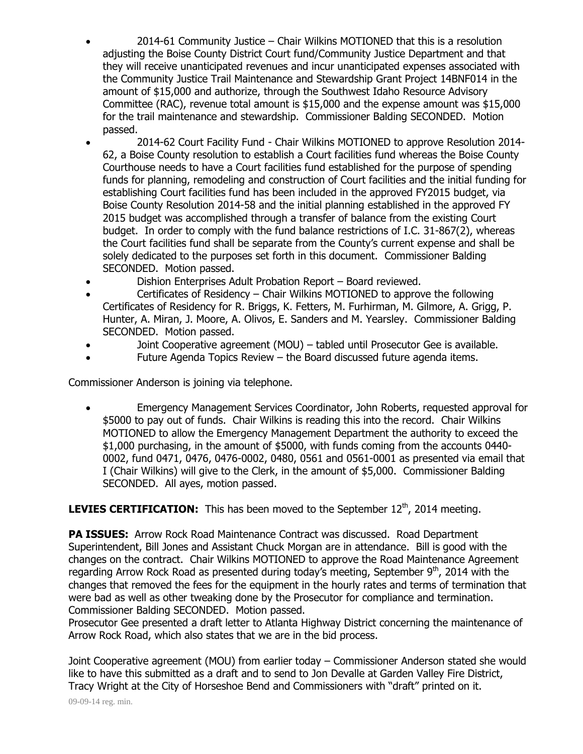- 2014-61 Community Justice – Chair Wilkins MOTIONED that this is a resolution adjusting the Boise County District Court fund/Community Justice Department and that they will receive unanticipated revenues and incur unanticipated expenses associated with the Community Justice Trail Maintenance and Stewardship Grant Project 14BNF014 in the amount of $15,000 and authorize, through the Southwest Idaho Resource Advisory Committee (RAC), revenue total amount is $15,000 and the expense amount was $15,000 for the trail maintenance and stewardship. Commissioner Balding SECONDED. Motion passed.
- 2014-62 Court Facility Fund - Chair Wilkins MOTIONED to approve Resolution 2014-62, a Boise County resolution to establish a Court facilities fund whereas the Boise County Courthouse needs to have a Court facilities fund established for the purpose of spending funds for planning, remodeling and construction of Court facilities and the initial funding for establishing Court facilities fund has been included in the approved FY2015 budget, via Boise County Resolution 2014-58 and the initial planning established in the approved FY 2015 budget was accomplished through a transfer of balance from the existing Court budget. In order to comply with the fund balance restrictions of I.C. 31-867(2), whereas the Court facilities fund shall be separate from the County's current expense and shall be solely dedicated to the purposes set forth in this document. Commissioner Balding SECONDED. Motion passed.
- Dishion Enterprises Adult Probation Report – Board reviewed.
- Certificates of Residency – Chair Wilkins MOTIONED to approve the following Certificates of Residency for R. Briggs, K. Fetters, M. Furhirman, M. Gilmore, A. Grigg, P. Hunter, A. Miran, J. Moore, A. Olivos, E. Sanders and M. Yearsley. Commissioner Balding SECONDED. Motion passed.
- Joint Cooperative agreement (MOU) – tabled until Prosecutor Gee is available.
- Future Agenda Topics Review – the Board discussed future agenda items.

Commissioner Anderson is joining via telephone.

- Emergency Management Services Coordinator, John Roberts, requested approval for $5000 to pay out of funds. Chair Wilkins is reading this into the record. Chair Wilkins MOTIONED to allow the Emergency Management Department the authority to exceed the $1,000 purchasing, in the amount of $5000, with funds coming from the accounts 0440-0002, fund 0471, 0476, 0476-0002, 0480, 0561 and 0561-0001 as presented via email that I (Chair Wilkins) will give to the Clerk, in the amount of $5,000. Commissioner Balding SECONDED. All ayes, motion passed.

**LEVIES CERTIFICATION:** This has been moved to the September 12th, 2014 meeting.

**PA ISSUES:** Arrow Rock Road Maintenance Contract was discussed. Road Department Superintendent, Bill Jones and Assistant Chuck Morgan are in attendance. Bill is good with the changes on the contract. Chair Wilkins MOTIONED to approve the Road Maintenance Agreement regarding Arrow Rock Road as presented during today's meeting, September 9th, 2014 with the changes that removed the fees for the equipment in the hourly rates and terms of termination that were bad as well as other tweaking done by the Prosecutor for compliance and termination. Commissioner Balding SECONDED. Motion passed.
Prosecutor Gee presented a draft letter to Atlanta Highway District concerning the maintenance of Arrow Rock Road, which also states that we are in the bid process.

Joint Cooperative agreement (MOU) from earlier today – Commissioner Anderson stated she would like to have this submitted as a draft and to send to Jon Devalle at Garden Valley Fire District, Tracy Wright at the City of Horseshoe Bend and Commissioners with "draft" printed on it.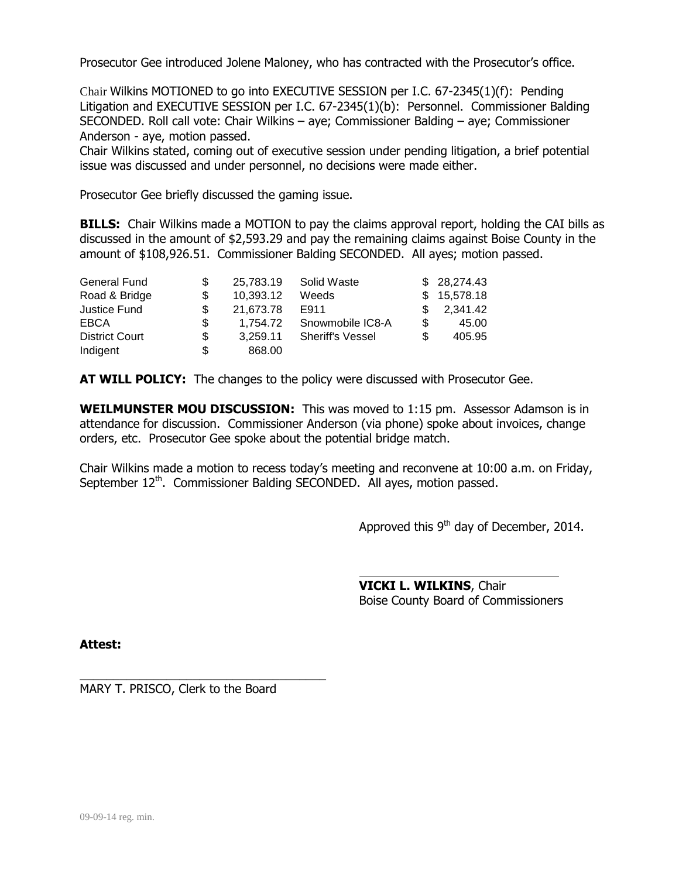Prosecutor Gee introduced Jolene Maloney, who has contracted with the Prosecutor's office.

Chair Wilkins MOTIONED to go into EXECUTIVE SESSION per I.C. 67-2345(1)(f): Pending Litigation and EXECUTIVE SESSION per I.C. 67-2345(1)(b): Personnel. Commissioner Balding SECONDED. Roll call vote: Chair Wilkins – aye; Commissioner Balding – aye; Commissioner Anderson - aye, motion passed.
Chair Wilkins stated, coming out of executive session under pending litigation, a brief potential issue was discussed and under personnel, no decisions were made either.

Prosecutor Gee briefly discussed the gaming issue.

**BILLS:** Chair Wilkins made a MOTION to pay the claims approval report, holding the CAI bills as discussed in the amount of $2,593.29 and pay the remaining claims against Boise County in the amount of $108,926.51. Commissioner Balding SECONDED. All ayes; motion passed.

| | | | | | |
|---|---|---|---|---|---|
| General Fund | $ | 25,783.19 | Solid Waste | $ | 28,274.43 |
| Road & Bridge | $ | 10,393.12 | Weeds | $ | 15,578.18 |
| Justice Fund | $ | 21,673.78 | E911 | $ | 2,341.42 |
| EBCA | $ | 1,754.72 | Snowmobile IC8-A | $ | 45.00 |
| District Court | $ | 3,259.11 | Sheriff's Vessel | $ | 405.95 |
| Indigent | $ | 868.00 | | | |

**AT WILL POLICY:** The changes to the policy were discussed with Prosecutor Gee.

**WEILMUNSTER MOU DISCUSSION:** This was moved to 1:15 pm. Assessor Adamson is in attendance for discussion. Commissioner Anderson (via phone) spoke about invoices, change orders, etc. Prosecutor Gee spoke about the potential bridge match.

Chair Wilkins made a motion to recess today's meeting and reconvene at 10:00 a.m. on Friday, September 12th. Commissioner Balding SECONDED. All ayes, motion passed.

Approved this 9th day of December, 2014.

\_\_\_\_\_\_\_\_\_\_\_\_\_\_\_\_\_\_\_\_\_\_\_\_\_\_\_\_\_\_

**VICKI L. WILKINS**, Chair
Boise County Board of Commissioners

**Attest:**

\_\_\_\_\_\_\_\_\_\_\_\_\_\_\_\_\_\_\_\_\_\_\_\_\_\_\_\_\_\_

MARY T. PRISCO, Clerk to the Board